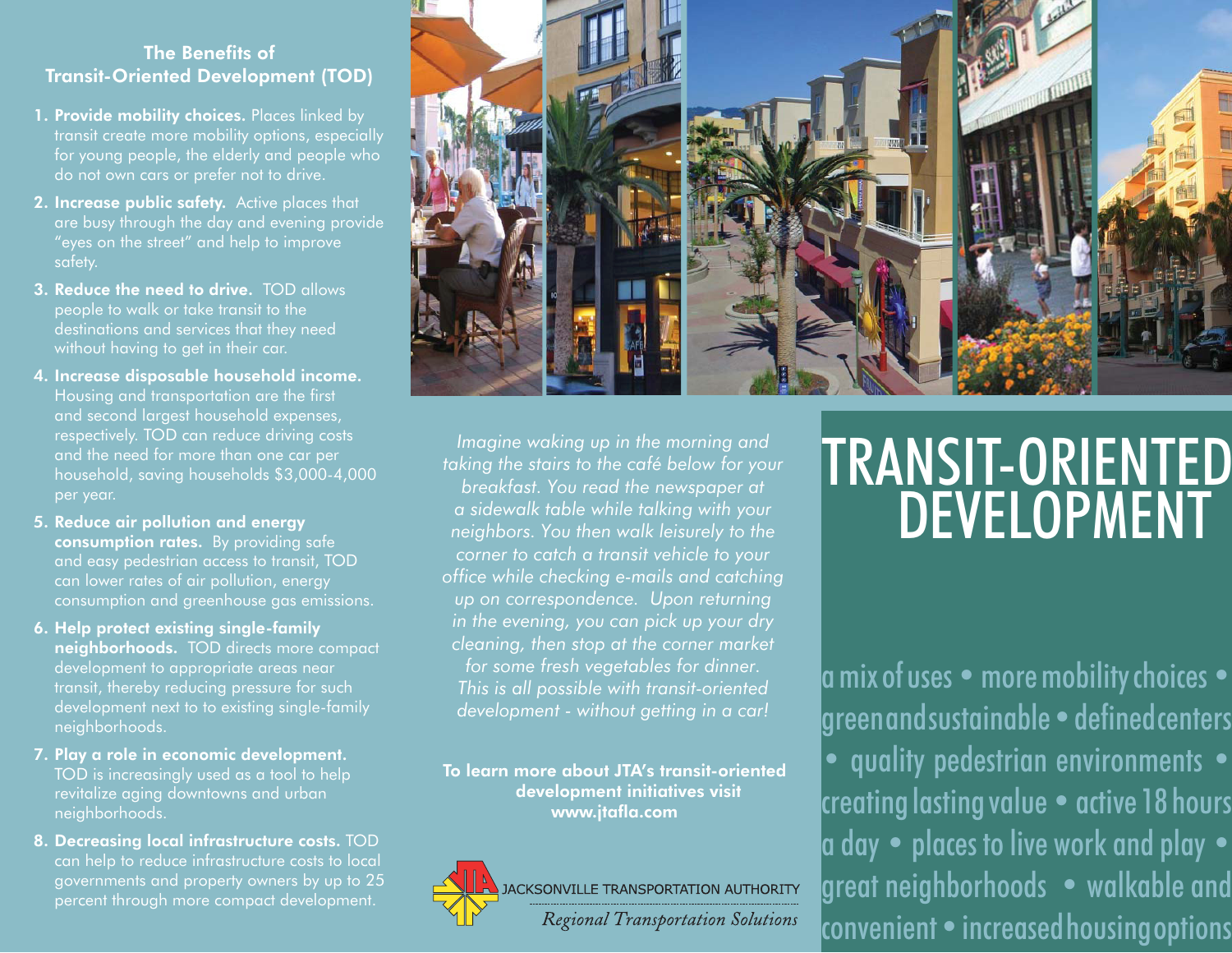## The Benefits of Transit-Oriented Development (TOD)

1. **Provide mobility choices.** Places linked by transit create more mobility options, especially for young people, the elderly and people who do not own cars or prefer not to drive.
2. **Increase public safety.** Active places that are busy through the day and evening provide "eyes on the street" and help to improve safety.
3. **Reduce the need to drive.** TOD allows people to walk or take transit to the destinations and services that they need without having to get in their car.
4. **Increase disposable household income.** Housing and transportation are the first and second largest household expenses, respectively. TOD can reduce driving costs and the need for more than one car per household, saving households $3,000-4,000 per year.
5. **Reduce air pollution and energy consumption rates.** By providing safe and easy pedestrian access to transit, TOD can lower rates of air pollution, energy consumption and greenhouse gas emissions.
6. **Help protect existing single-family neighborhoods.** TOD directs more compact development to appropriate areas near transit, thereby reducing pressure for such development next to to existing single-family neighborhoods.
7. **Play a role in economic development.** TOD is increasingly used as a tool to help revitalize aging downtowns and urban neighborhoods.
8. **Decreasing local infrastructure costs.** TOD can help to reduce infrastructure costs to local governments and property owners by up to 25 percent through more compact development.

*Imagine waking up in the morning and taking the stairs to the café below for your breakfast. You read the newspaper at a sidewalk table while talking with your neighbors. You then walk leisurely to the corner to catch a transit vehicle to your office while checking e-mails and catching up on correspondence. Upon returning in the evening, you can pick up your dry cleaning, then stop at the corner market for some fresh vegetables for dinner. This is all possible with transit-oriented development - without getting in a car!*

**To learn more about JTA's transit-oriented development initiatives visit www.jtafla.com**

JACKSONVILLE TRANSPORTATION AUTHORITY

*Regional Transportation Solutions*

# TRANSIT-ORIENTED DEVELOPMENT

a mix of uses • more mobility choices • green and sustainable • defined centers • quality pedestrian environments • creating lasting value • active 18 hours a day • places to live work and play • great neighborhoods • walkable and convenient • increased housing options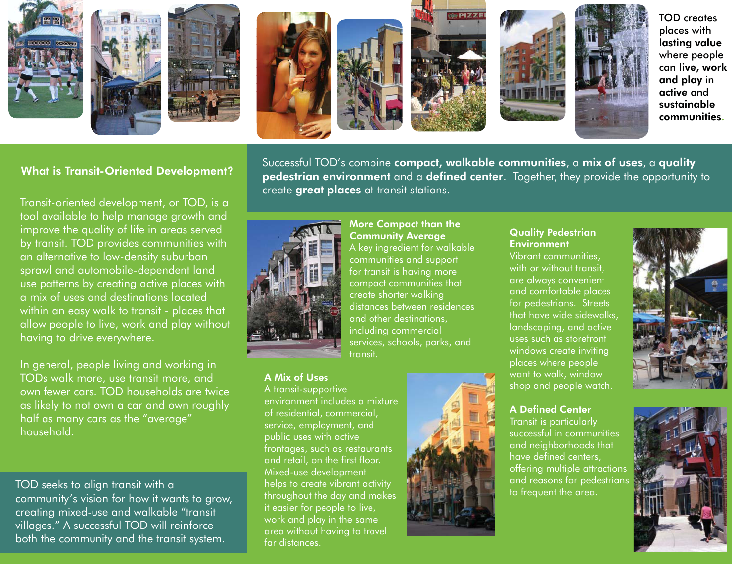TOD creates places with **lasting value** where people can **live, work and play** in **active** and **sustainable communities.**

## What is Transit-Oriented Development?

Transit-oriented development, or TOD, is a tool available to help manage growth and improve the quality of life in areas served by transit. TOD provides communities with an alternative to low-density suburban sprawl and automobile-dependent land use patterns by creating active places with a mix of uses and destinations located within an easy walk to transit - places that allow people to live, work and play without having to drive everywhere.

In general, people living and working in TODs walk more, use transit more, and own fewer cars. TOD households are twice as likely to not own a car and own roughly half as many cars as the "average" household.

TOD seeks to align transit with a community's vision for how it wants to grow, creating mixed-use and walkable "transit villages." A successful TOD will reinforce both the community and the transit system.

Successful TOD's combine **compact, walkable communities**, a **mix of uses**, a **quality pedestrian environment** and a **defined center**. Together, they provide the opportunity to create **great places** at transit stations.

### More Compact than the Community Average

A key ingredient for walkable communities and support for transit is having more compact communities that create shorter walking distances between residences and other destinations, including commercial services, schools, parks, and transit.

### A Mix of Uses

A transit-supportive environment includes a mixture of residential, commercial, service, employment, and public uses with active frontages, such as restaurants and retail, on the first floor. Mixed-use development helps to create vibrant activity throughout the day and makes it easier for people to live, work and play in the same area without having to travel far distances.

### Quality Pedestrian Environment

Vibrant communities, with or without transit, are always convenient and comfortable places for pedestrians. Streets that have wide sidewalks, landscaping, and active uses such as storefront windows create inviting places where people want to walk, window shop and people watch.

### A Defined Center

Transit is particularly successful in communities and neighborhoods that have defined centers, offering multiple attractions and reasons for pedestrians to frequent the area.